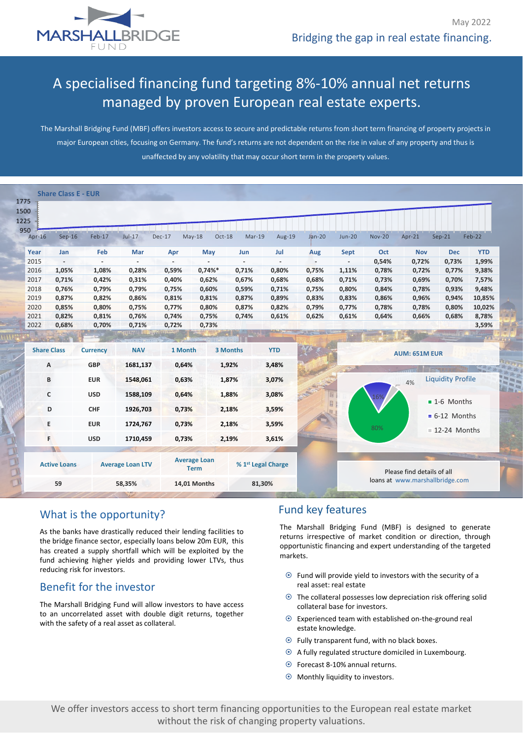May 2022

Bridging the gap in real estate financing.

# A specialised financing fund targeting 8%-10% annual net returns managed by proven European real estate experts.

The Marshall Bridging Fund (MBF) offers investors access to secure and predictable returns from short term financing of property projects in major European cities, focusing on Germany. The fund's returns are not dependent on the rise in value of any property and thus is unaffected by any volatility that may occur short term in the property values.

**Share Class E - EUR**

| Year | Jan | Feb | Mar | Apr | May | Jun | Jul | Aug | Sept | Oct | Nov | Dec | YTD |
|---|---|---|---|---|---|---|---|---|---|---|---|---|---|
| 2015 | - | - | - | - | - | - | - | - | - | 0,54% | 0,72% | 0,73% | 1,99% |
| 2016 | 1,05% | 1,08% | 0,28% | 0,59% | 0,74%* | 0,71% | 0,80% | 0,75% | 1,11% | 0,78% | 0,72% | 0,77% | 9,38% |
| 2017 | 0,71% | 0,42% | 0,31% | 0,40% | 0,62% | 0,67% | 0,68% | 0,68% | 0,71% | 0,73% | 0,69% | 0,70% | 7,57% |
| 2018 | 0,76% | 0,79% | 0,79% | 0,75% | 0,60% | 0,59% | 0,71% | 0,75% | 0,80% | 0,84% | 0,78% | 0,93% | 9,48% |
| 2019 | 0,87% | 0,82% | 0,86% | 0,81% | 0,81% | 0,87% | 0,89% | 0,83% | 0,83% | 0,86% | 0,96% | 0,94% | 10,85% |
| 2020 | 0,85% | 0,80% | 0,75% | 0,77% | 0,80% | 0,87% | 0,82% | 0,79% | 0,77% | 0,78% | 0,78% | 0,80% | 10,02% |
| 2021 | 0,82% | 0,81% | 0,76% | 0,74% | 0,75% | 0,74% | 0,61% | 0,62% | 0,61% | 0,64% | 0,66% | 0,68% | 8,78% |
| 2022 | 0,68% | 0,70% | 0,71% | 0,72% | 0,73% | | | | | | | | 3,59% |

| Share Class | Currency | NAV | 1 Month | 3 Months | YTD |
|---|---|---|---|---|---|
| A | GBP | 1681,137 | 0,64% | 1,92% | 3,48% |
| B | EUR | 1548,061 | 0,63% | 1,87% | 3,07% |
| C | USD | 1588,109 | 0,64% | 1,88% | 3,08% |
| D | CHF | 1926,703 | 0,73% | 2,18% | 3,59% |
| E | EUR | 1724,767 | 0,73% | 2,18% | 3,59% |
| F | USD | 1710,459 | 0,73% | 2,19% | 3,61% |

| Active Loans | Average Loan LTV | Average Loan Term | % 1st Legal Charge |
|---|---|---|---|
| 59 | 58,35% | 14,01 Months | 81,30% |

**AUM: 651M EUR**

**Liquidity Profile**

- 1-6 Months: 80%
- 6-12 Months: 16%
- 12-24 Months: 4%

Please find details of all loans at www.marshallbridge.com

## What is the opportunity?

As the banks have drastically reduced their lending facilities to the bridge finance sector, especially loans below 20m EUR, this has created a supply shortfall which will be exploited by the fund achieving higher yields and providing lower LTVs, thus reducing risk for investors.

## Benefit for the investor

The Marshall Bridging Fund will allow investors to have access to an uncorrelated asset with double digit returns, together with the safety of a real asset as collateral.

## Fund key features

The Marshall Bridging Fund (MBF) is designed to generate returns irrespective of market condition or direction, through opportunistic financing and expert understanding of the targeted markets.

- Fund will provide yield to investors with the security of a real asset: real estate
- The collateral possesses low depreciation risk offering solid collateral base for investors.
- Experienced team with established on-the-ground real estate knowledge.
- Fully transparent fund, with no black boxes.
- A fully regulated structure domiciled in Luxembourg.
- Forecast 8-10% annual returns.
- Monthly liquidity to investors.

We offer investors access to short term financing opportunities to the European real estate market without the risk of changing property valuations.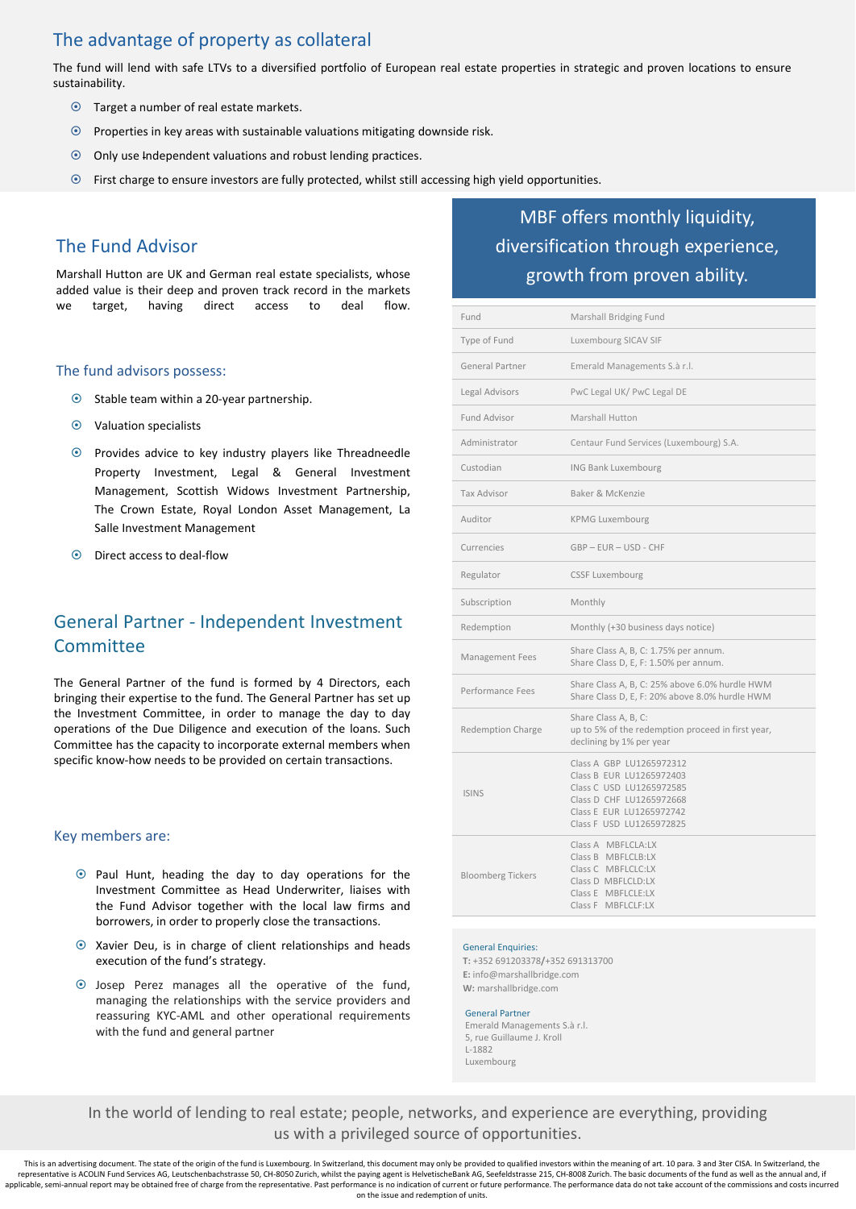## The advantage of property as collateral

The fund will lend with safe LTVs to a diversified portfolio of European real estate properties in strategic and proven locations to ensure sustainability.

- Target a number of real estate markets.
- Properties in key areas with sustainable valuations mitigating downside risk.
- Only use Independent valuations and robust lending practices.
- First charge to ensure investors are fully protected, whilst still accessing high yield opportunities.

## The Fund Advisor

Marshall Hutton are UK and German real estate specialists, whose added value is their deep and proven track record in the markets we target, having direct access to deal flow.

### The fund advisors possess:

- Stable team within a 20-year partnership.
- Valuation specialists
- Provides advice to key industry players like Threadneedle Property Investment, Legal & General Investment Management, Scottish Widows Investment Partnership, The Crown Estate, Royal London Asset Management, La Salle Investment Management
- Direct access to deal-flow

## General Partner - Independent Investment Committee

The General Partner of the fund is formed by 4 Directors, each bringing their expertise to the fund. The General Partner has set up the Investment Committee, in order to manage the day to day operations of the Due Diligence and execution of the loans. Such Committee has the capacity to incorporate external members when specific know-how needs to be provided on certain transactions.

### Key members are:

- Paul Hunt, heading the day to day operations for the Investment Committee as Head Underwriter, liaises with the Fund Advisor together with the local law firms and borrowers, in order to properly close the transactions.
- Xavier Deu, is in charge of client relationships and heads execution of the fund's strategy.
- Josep Perez manages all the operative of the fund, managing the relationships with the service providers and reassuring KYC-AML and other operational requirements with the fund and general partner

## MBF offers monthly liquidity, diversification through experience, growth from proven ability.

| | |
|---|---|
| Fund | Marshall Bridging Fund |
| Type of Fund | Luxembourg SICAV SIF |
| General Partner | Emerald Managements S.à r.l. |
| Legal Advisors | PwC Legal UK/ PwC Legal DE |
| Fund Advisor | Marshall Hutton |
| Administrator | Centaur Fund Services (Luxembourg) S.A. |
| Custodian | ING Bank Luxembourg |
| Tax Advisor | Baker & McKenzie |
| Auditor | KPMG Luxembourg |
| Currencies | GBP – EUR – USD - CHF |
| Regulator | CSSF Luxembourg |
| Subscription | Monthly |
| Redemption | Monthly (+30 business days notice) |
| Management Fees | Share Class A, B, C: 1.75% per annum.<br>Share Class D, E, F: 1.50% per annum. |
| Performance Fees | Share Class A, B, C: 25% above 6.0% hurdle HWM<br>Share Class D, E, F: 20% above 8.0% hurdle HWM |
| Redemption Charge | Share Class A, B, C:<br>up to 5% of the redemption proceed in first year, declining by 1% per year |
| ISINS | Class A GBP LU1265972312<br>Class B EUR LU1265972403<br>Class C USD LU1265972585<br>Class D CHF LU1265972668<br>Class E EUR LU1265972742<br>Class F USD LU1265972825 |
| Bloomberg Tickers | Class A MBFLCLA:LX<br>Class B MBFLCLB:LX<br>Class C MBFLCLC:LX<br>Class D MBFLCLD:LX<br>Class E MBFLCLE:LX<br>Class F MBFLCLF:LX |

**General Enquiries:**
T: +352 691203378/+352 691313700
E: info@marshallbridge.com
W: marshallbridge.com

**General Partner**
Emerald Managements S.à r.l.
5, rue Guillaume J. Kroll
L-1882
Luxembourg

In the world of lending to real estate; people, networks, and experience are everything, providing us with a privileged source of opportunities.

This is an advertising document. The state of the origin of the fund is Luxembourg. In Switzerland, this document may only be provided to qualified investors within the meaning of art. 10 para. 3 and 3ter CISA. In Switzerland, the representative is ACOLIN Fund Services AG, Leutschenbachstrasse 50, CH-8050 Zurich, whilst the paying agent is HelvetischeBank AG, Seefeldstrasse 215, CH-8008 Zurich. The basic documents of the fund as well as the annual and, if applicable, semi-annual report may be obtained free of charge from the representative. Past performance is no indication of current or future performance. The performance data do not take account of the commissions and costs incurred on the issue and redemption of units.